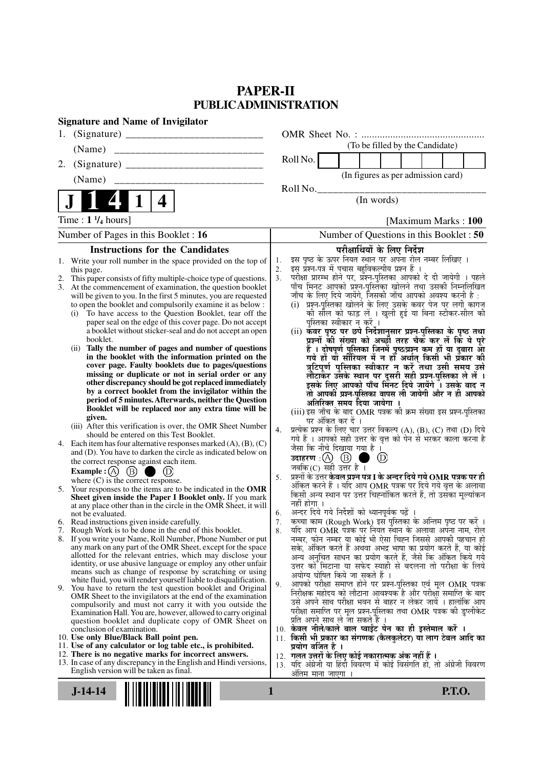# PAPER-II
## PUBLIC ADMINISTRATION

**Signature and Name of Invigilator**

1. (Signature) __________________________

   (Name) __________________________

2. (Signature) __________________________

   (Name) __________________________

OMR Sheet No. : ...............................................

(To be filled by the Candidate)

Roll No. [ ] [ ] [ ] [ ] [ ] [ ] [ ] [ ]

(In figures as per admission card)

Roll No.________________________________

(In words)

**J 1 4 1 4**

Time : **1 ¼ hours**] [Maximum Marks : **100**

Number of Pages in this Booklet : 16 | Number of Questions in this Booklet : 50

### Instructions for the Candidates

1. Write your roll number in the space provided on the top of this page.
2. This paper consists of fifty multiple-choice type of questions.
3. At the commencement of examination, the question booklet will be given to you. In the first 5 minutes, you are requested to open the booklet and compulsorily examine it as below :
   (i) To have access to the Question Booklet, tear off the paper seal on the edge of this cover page. Do not accept a booklet without sticker-seal and do not accept an open booklet.
   (ii) **Tally the number of pages and number of questions in the booklet with the information printed on the cover page. Faulty booklets due to pages/questions missing or duplicate or not in serial order or any other discrepancy should be got replaced immediately by a correct booklet from the invigilator within the period of 5 minutes. Afterwards, neither the Question Booklet will be replaced nor any extra time will be given.**
   (iii) After this verification is over, the OMR Sheet Number should be entered on this Test Booklet.
4. Each item has four alternative responses marked (A), (B), (C) and (D). You have to darken the circle as indicated below on the correct response against each item.
   **Example :** (A) (B) ● (D)
   where (C) is the correct response.
5. Your responses to the items are to be indicated in the **OMR Sheet given inside the Paper I Booklet only.** If you mark at any place other than in the circle in the OMR Sheet, it will not be evaluated.
6. Read instructions given inside carefully.
7. Rough Work is to be done in the end of this booklet.
8. If you write your Name, Roll Number, Phone Number or put any mark on any part of the OMR Sheet, except for the space allotted for the relevant entries, which may disclose your identity, or use abusive language or employ any other unfair means such as change of response by scratching or using white fluid, you will render yourself liable to disqualification.
9. You have to return the test question booklet and Original OMR Sheet to the invigilators at the end of the examination compulsorily and must not carry it with you outside the Examination Hall. You are, however, allowed to carry original question booklet and duplicate copy of OMR Sheet on conclusion of examination.
10. **Use only Blue/Black Ball point pen.**
11. **Use of any calculator or log table etc., is prohibited.**
12. **There is no negative marks for incorrect answers.**
13. In case of any discrepancy in the English and Hindi versions, English version will be taken as final.

### परीक्षार्थियों के लिए निर्देश

1. इस पृष्ठ के ऊपर नियत स्थान पर अपना रोल नम्बर लिखिए ।
2. इस प्रश्न-पत्र में पचास बहुविकल्पीय प्रश्न हैं ।
3. परीक्षा प्रारम्भ होने पर, प्रश्न-पुस्तिका आपको दे दी जायेगी । पहले पाँच मिनट आपको प्रश्न-पुस्तिका खोलने तथा उसकी निम्नलिखित जाँच के लिए दिये जायेंगे, जिसकी जाँच आपको अवश्य करनी है :
   (i) प्रश्न-पुस्तिका खोलने के लिए उसके कवर पेज पर लगी कागज की सील को फाड़ लें । खुली हुई या बिना स्टीकर-सील की पुस्तिका स्वीकार न करें ।
   (ii) **कवर पृष्ठ पर छपे निर्देशानुसार प्रश्न-पुस्तिका के पृष्ठ तथा प्रश्नों की संख्या को अच्छी तरह चैक कर लें कि ये पूरे हैं । दोषपूर्ण पुस्तिका जिनमें पृष्ठ/प्रश्न कम हों या दुबारा आ गये हों या सीरियल में न हों अर्थात् किसी भी प्रकार की त्रुटिपूर्ण पुस्तिका स्वीकार न करें तथा उसी समय उसे लौटाकर उसके स्थान पर दूसरी सही प्रश्न-पुस्तिका ले लें । इसके लिए आपको पाँच मिनट दिये जायेंगे । उसके बाद न तो आपकी प्रश्न-पुस्तिका वापस ली जायेगी और न ही आपको अतिरिक्त समय दिया जायेगा ।**
   (iii) इस जाँच के बाद OMR पत्रक की क्रम संख्या इस प्रश्न-पुस्तिका पर अंकित कर दें ।
4. प्रत्येक प्रश्न के लिए चार उत्तर विकल्प (A), (B), (C) तथा (D) दिये गये हैं । आपको सही उत्तर के वृत्त को पेन से भरकर काला करना है जैसा कि नीचे दिखाया गया है ।
   **उदाहरण :** (A) (B) ● (D)
   जबकि (C) सही उत्तर है ।
5. प्रश्नों के उत्तर **केवल प्रश्न पत्र I के अन्दर दिये गये OMR पत्रक पर ही** अंकित करने हैं । यदि आप OMR पत्रक पर दिये गये वृत्त के अलावा किसी अन्य स्थान पर उत्तर चिह्नांकित करते हैं, तो उसका मूल्यांकन नहीं होगा ।
6. अन्दर दिये गये निर्देशों को ध्यानपूर्वक पढ़ें ।
7. कच्चा काम (Rough Work) इस पुस्तिका के अन्तिम पृष्ठ पर करें ।
8. यदि आप OMR पत्रक पर नियत स्थान के अलावा अपना नाम, रोल नम्बर, फोन नम्बर या कोई भी ऐसा चिह्न जिससे आपकी पहचान हो सके, अंकित करते हैं अथवा अभद्र भाषा का प्रयोग करते हैं, या कोई अन्य अनुचित साधन का प्रयोग करते हैं, जैसे कि अंकित किये गये उत्तर को मिटाना या सफेद स्याही से बदलना तो परीक्षा के लिये अयोग्य घोषित किये जा सकते हैं ।
9. आपको परीक्षा समाप्त होने पर प्रश्न-पुस्तिका एवं मूल OMR पत्रक निरीक्षक महोदय को लौटाना आवश्यक है और परीक्षा समाप्ति के बाद उसे अपने साथ परीक्षा भवन से बाहर न लेकर जायें । हालांकि आप परीक्षा समाप्ति पर मूल प्रश्न-पुस्तिका तथा OMR पत्रक की डुप्लीकेट प्रति अपने साथ ले जा सकते हैं ।
10. **केवल नीले/काले बाल प्वाईंट पेन का ही इस्तेमाल करें ।**
11. **किसी भी प्रकार का संगणक (कैलकुलेटर) या लाग टेबल आदि का प्रयोग वर्जित है ।**
12. **गलत उत्तरों के लिए कोई नकारात्मक अंक नहीं हैं ।**
13. यदि अंग्रेजी या हिंदी विवरण में कोई विसंगति हो, तो अंग्रेजी विवरण अंतिम माना जाएगा ।

J-14-14 P.T.O.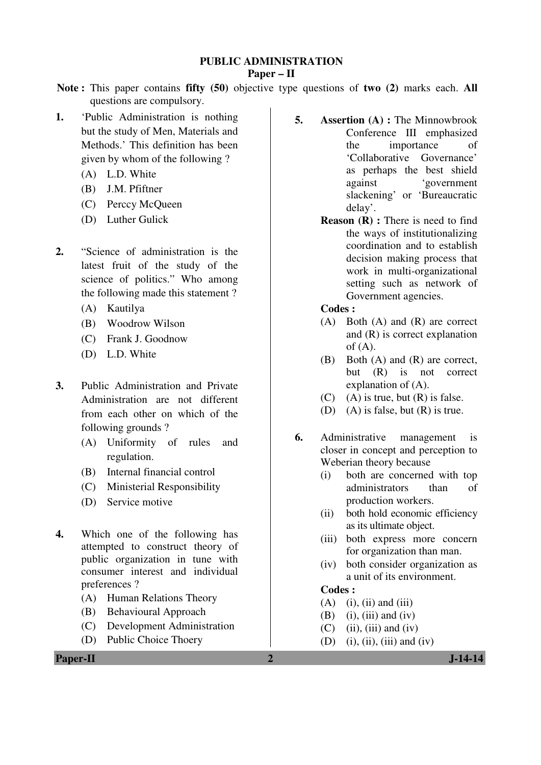# PUBLIC ADMINISTRATION

## Paper – II

**Note :** This paper contains **fifty (50)** objective type questions of **two (2)** marks each. **All** questions are compulsory.

**1.** 'Public Administration is nothing but the study of Men, Materials and Methods.' This definition has been given by whom of the following ?

(A) L.D. White
(B) J.M. Pfiftner
(C) Perccy McQueen
(D) Luther Gulick

**2.** "Science of administration is the latest fruit of the study of the science of politics." Who among the following made this statement ?

(A) Kautilya
(B) Woodrow Wilson
(C) Frank J. Goodnow
(D) L.D. White

**3.** Public Administration and Private Administration are not different from each other on which of the following grounds ?

(A) Uniformity of rules and regulation.
(B) Internal financial control
(C) Ministerial Responsibility
(D) Service motive

**4.** Which one of the following has attempted to construct theory of public organization in tune with consumer interest and individual preferences ?

(A) Human Relations Theory
(B) Behavioural Approach
(C) Development Administration
(D) Public Choice Thoery

**5.** **Assertion (A) :** The Minnowbrook Conference III emphasized the importance of 'Collaborative Governance' as perhaps the best shield against 'government slackening' or 'Bureaucratic delay'.

**Reason (R) :** There is need to find the ways of institutionalizing coordination and to establish decision making process that work in multi-organizational setting such as network of Government agencies.

**Codes :**

(A) Both (A) and (R) are correct and (R) is correct explanation of (A).
(B) Both (A) and (R) are correct, but (R) is not correct explanation of (A).
(C) (A) is true, but (R) is false.
(D) (A) is false, but (R) is true.

**6.** Administrative management is closer in concept and perception to Weberian theory because

(i) both are concerned with top administrators than of production workers.
(ii) both hold economic efficiency as its ultimate object.
(iii) both express more concern for organization than man.
(iv) both consider organization as a unit of its environment.

**Codes :**

(A) (i), (ii) and (iii)
(B) (i), (iii) and (iv)
(C) (ii), (iii) and (iv)
(D) (i), (ii), (iii) and (iv)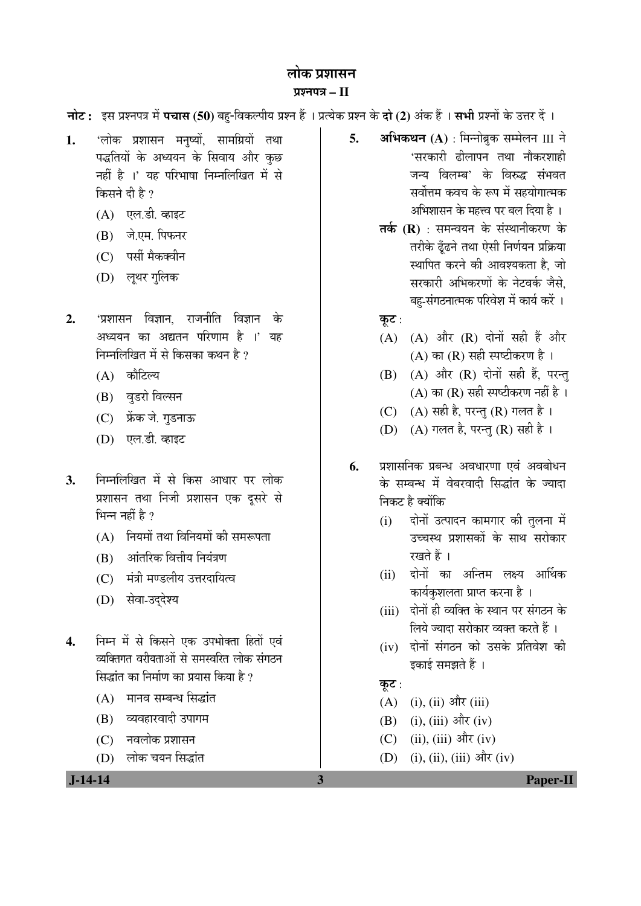# लोक प्रशासन

## प्रश्नपत्र – II

**नोट :** इस प्रश्नपत्र में **पचास (50)** बहु-विकल्पीय प्रश्न हैं । प्रत्येक प्रश्न के **दो (2)** अंक हैं । **सभी** प्रश्नों के उत्तर दें ।

**1.** 'लोक प्रशासन मनुष्यों, सामग्रियों तथा पद्धतियों के अध्ययन के सिवाय और कुछ नहीं है ।' यह परिभाषा निम्नलिखित में से किसने दी है ?

(A) एल.डी. व्हाइट
(B) जे.एम. पिफनर
(C) पर्सी मैकक्वीन
(D) लूथर गुलिक

**2.** 'प्रशासन विज्ञान, राजनीति विज्ञान के अध्ययन का अद्यतन परिणाम है ।' यह निम्नलिखित में से किसका कथन है ?

(A) कौटिल्य
(B) वुडरो विल्सन
(C) फ्रेंक जे. गुडनाऊ
(D) एल.डी. व्हाइट

**3.** निम्नलिखित में से किस आधार पर लोक प्रशासन तथा निजी प्रशासन एक दूसरे से भिन्न नहीं है ?

(A) नियमों तथा विनियमों की समरूपता
(B) आंतरिक वित्तीय नियंत्रण
(C) मंत्री मण्डलीय उत्तरदायित्व
(D) सेवा-उद्देश्य

**4.** निम्न में से किसने एक उपभोक्ता हितों एवं व्यक्तिगत वरीयताओं से समस्वरित लोक संगठन सिद्धांत का निर्माण का प्रयास किया है ?

(A) मानव सम्बन्ध सिद्धांत
(B) व्यवहारवादी उपागम
(C) नवलोक प्रशासन
(D) लोक चयन सिद्धांत

**5.** **अभिकथन (A)** : मिन्नोब्रुक सम्मेलन III ने 'सरकारी ढीलापन तथा नौकरशाही जन्य विलम्ब' के विरुद्ध संभवत सर्वोत्तम कवच के रूप में सहयोगात्मक अभिशासन के महत्त्व पर बल दिया है ।

**तर्क (R)** : समन्वयन के संस्थानीकरण के तरीके ढूँढने तथा ऐसी निर्णयन प्रक्रिया स्थापित करने की आवश्यकता है, जो सरकारी अभिकरणों के नेटवर्क जैसे, बहु-संगठनात्मक परिवेश में कार्य करें ।

**कूट** :

(A) (A) और (R) दोनों सही हैं और (A) का (R) सही स्पष्टीकरण है ।
(B) (A) और (R) दोनों सही हैं, परन्तु (A) का (R) सही स्पष्टीकरण नहीं है ।
(C) (A) सही है, परन्तु (R) गलत है ।
(D) (A) गलत है, परन्तु (R) सही है ।

**6.** प्रशासनिक प्रबन्ध अवधारणा एवं अवबोधन के सम्बन्ध में वेबरवादी सिद्धांत के ज्यादा निकट है क्योंकि

(i) दोनों उत्पादन कामगार की तुलना में उच्चस्थ प्रशासकों के साथ सरोकार रखते हैं ।
(ii) दोनों का अन्तिम लक्ष्य आर्थिक कार्यकुशलता प्राप्त करना है ।
(iii) दोनों ही व्यक्ति के स्थान पर संगठन के लिये ज्यादा सरोकार व्यक्त करते हैं ।
(iv) दोनों संगठन को उसके प्रतिवेश की इकाई समझते हैं ।

**कूट** :

(A) (i), (ii) और (iii)
(B) (i), (iii) और (iv)
(C) (ii), (iii) और (iv)
(D) (i), (ii), (iii) और (iv)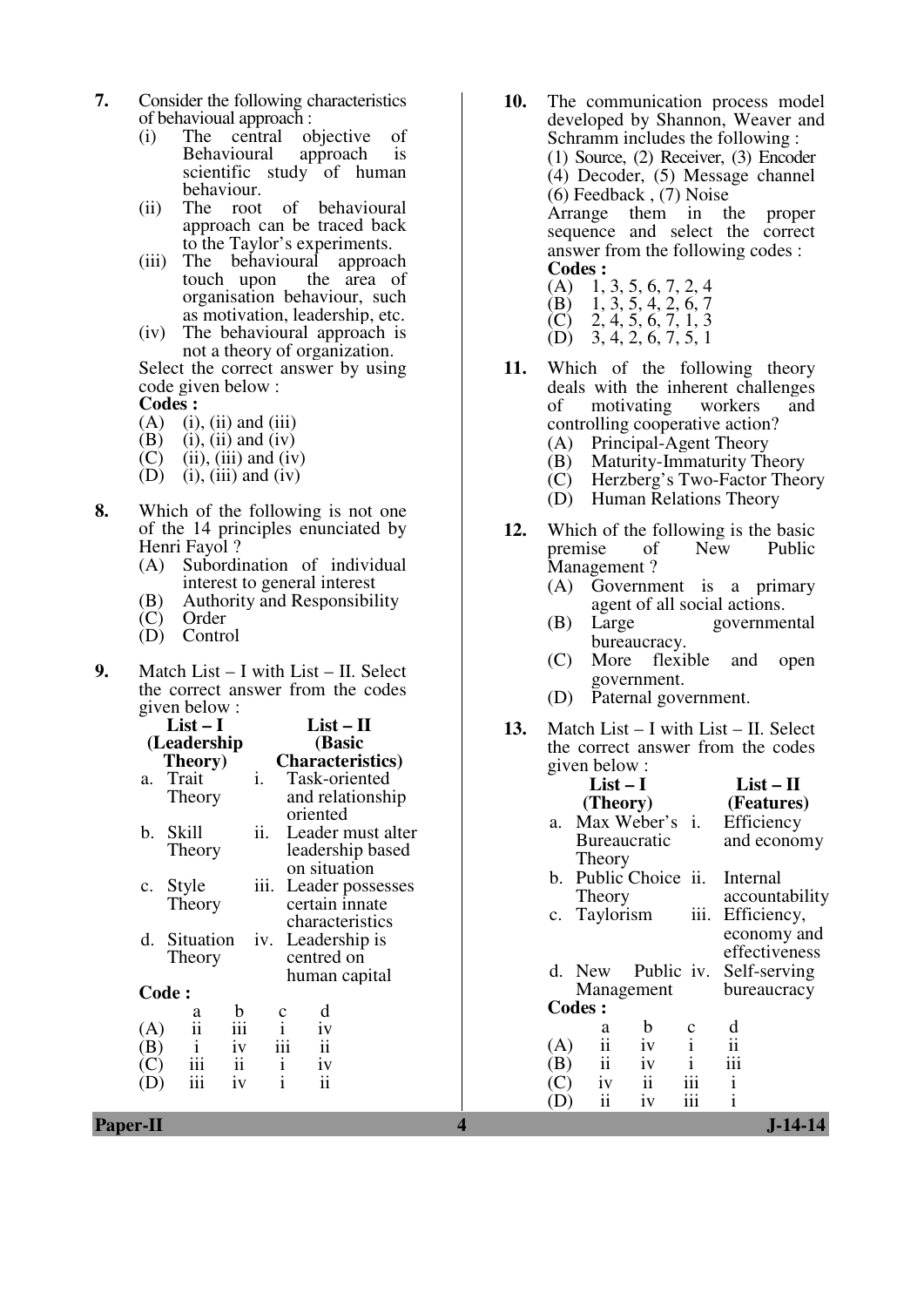**7.** Consider the following characteristics of behavioual approach :

(i) The central objective of Behavioural approach is scientific study of human behaviour.

(ii) The root of behavioural approach can be traced back to the Taylor's experiments.

(iii) The behavioural approach touch upon the area of organisation behaviour, such as motivation, leadership, etc.

(iv) The behavioural approach is not a theory of organization.

Select the correct answer by using code given below :

**Codes :**

(A) (i), (ii) and (iii)

(B) (i), (ii) and (iv)

(C) (ii), (iii) and (iv)

(D) (i), (iii) and (iv)

**8.** Which of the following is not one of the 14 principles enunciated by Henri Fayol ?

(A) Subordination of individual interest to general interest

(B) Authority and Responsibility

(C) Order

(D) Control

**9.** Match List – I with List – II. Select the correct answer from the codes given below :

| List – I (Leadership Theory) | List – II (Basic Characteristics) |
|---|---|
| a. Trait Theory | i. Task-oriented and relationship oriented |
| b. Skill Theory | ii. Leader must alter leadership based on situation |
| c. Style Theory | iii. Leader possesses certain innate characteristics |
| d. Situation Theory | iv. Leadership is centred on human capital |

**Code :**

| | a | b | c | d |
|---|---|---|---|---|
| (A) | ii | iii | i | iv |
| (B) | i | iv | iii | ii |
| (C) | iii | ii | i | iv |
| (D) | iii | iv | i | ii |

**10.** The communication process model developed by Shannon, Weaver and Schramm includes the following :

(1) Source, (2) Receiver, (3) Encoder

(4) Decoder, (5) Message channel

(6) Feedback , (7) Noise

Arrange them in the proper sequence and select the correct answer from the following codes :

**Codes :**

(A) 1, 3, 5, 6, 7, 2, 4

(B) 1, 3, 5, 4, 2, 6, 7

(C) 2, 4, 5, 6, 7, 1, 3

(D) 3, 4, 2, 6, 7, 5, 1

**11.** Which of the following theory deals with the inherent challenges of motivating workers and controlling cooperative action?

(A) Principal-Agent Theory

(B) Maturity-Immaturity Theory

(C) Herzberg's Two-Factor Theory

(D) Human Relations Theory

**12.** Which of the following is the basic premise of New Public Management ?

(A) Government is a primary agent of all social actions.

(B) Large governmental bureaucracy.

(C) More flexible and open government.

(D) Paternal government.

**13.** Match List – I with List – II. Select the correct answer from the codes given below :

| List – I (Theory) | List – II (Features) |
|---|---|
| a. Max Weber's Bureaucratic Theory | i. Efficiency and economy |
| b. Public Choice Theory | ii. Internal accountability |
| c. Taylorism | iii. Efficiency, economy and effectiveness |
| d. New Public Management | iv. Self-serving bureaucracy |

**Codes :**

| | a | b | c | d |
|---|---|---|---|---|
| (A) | ii | iv | i | ii |
| (B) | ii | iv | i | iii |
| (C) | iv | ii | iii | i |
| (D) | ii | iv | iii | i |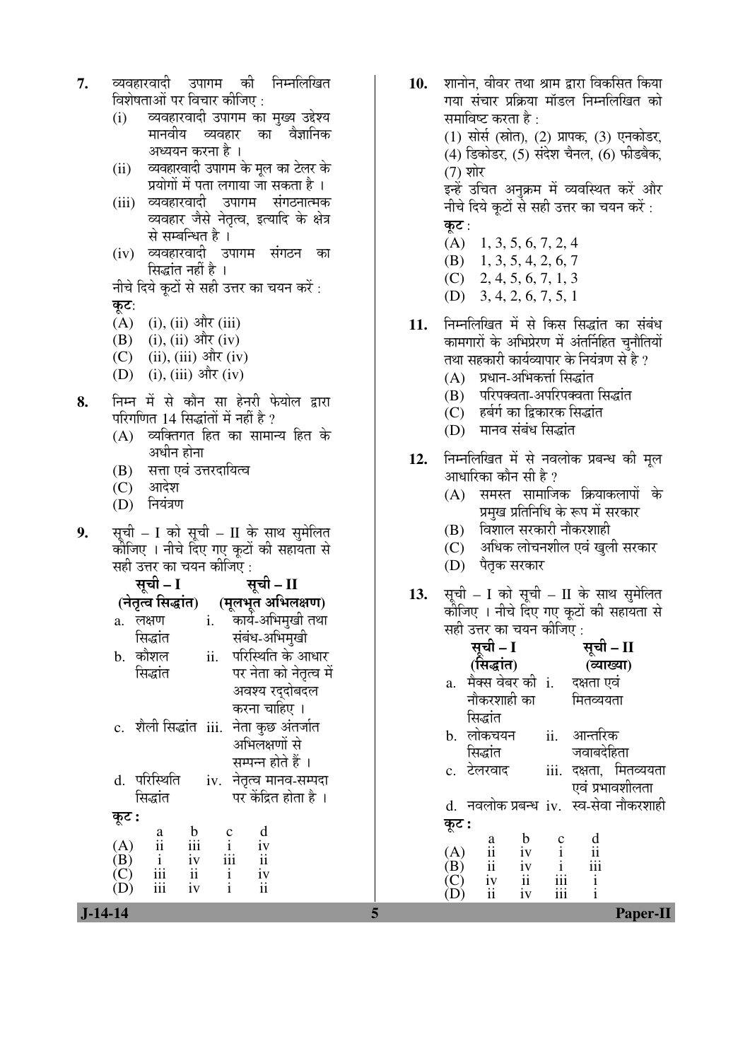7. व्यवहारवादी उपागम की निम्नलिखित विशेषताओं पर विचार कीजिए :
   (i) व्यवहारवादी उपागम का मुख्य उद्देश्य मानवीय व्यवहार का वैज्ञानिक अध्ययन करना है ।
   (ii) व्यवहारवादी उपागम के मूल का टेलर के प्रयोगों में पता लगाया जा सकता है ।
   (iii) व्यवहारवादी उपागम संगठनात्मक व्यवहार जैसे नेतृत्व, इत्यादि के क्षेत्र से सम्बन्धित है ।
   (iv) व्यवहारवादी उपागम संगठन का सिद्धांत नहीं है ।

   नीचे दिये कूटों से सही उत्तर का चयन करें :

   **कूट:**
   (A) (i), (ii) और (iii)
   (B) (i), (ii) और (iv)
   (C) (ii), (iii) और (iv)
   (D) (i), (iii) और (iv)

8. निम्न में से कौन सा हेनरी फेयोल द्वारा परिगणित 14 सिद्धांतों में नहीं है ?
   (A) व्यक्तिगत हित का सामान्य हित के अधीन होना
   (B) सत्ता एवं उत्तरदायित्व
   (C) आदेश
   (D) नियंत्रण

9. सूची – I को सूची – II के साथ सुमेलित कीजिए । नीचे दिए गए कूटों की सहायता से सही उत्तर का चयन कीजिए :

| सूची – I (नेतृत्व सिद्धांत) | सूची – II (मूलभूत अभिलक्षण) |
|---|---|
| a. लक्षण सिद्धांत | i. कार्य-अभिमुखी तथा संबंध-अभिमुखी |
| b. कौशल सिद्धांत | ii. परिस्थिति के आधार पर नेता को नेतृत्व में अवश्य रद्दोबदल करना चाहिए । |
| c. शैली सिद्धांत | iii. नेता कुछ अंतर्जात अभिलक्षणों से सम्पन्न होते हैं । |
| d. परिस्थिति सिद्धांत | iv. नेतृत्व मानव-सम्पदा पर केंद्रित होता है । |

   **कूट :**

| | a | b | c | d |
|---|---|---|---|---|
| (A) | ii | iii | i | iv |
| (B) | i | iv | iii | ii |
| (C) | iii | ii | i | iv |
| (D) | iii | iv | i | ii |

10. शानोन, वीवर तथा श्राम द्वारा विकसित किया गया संचार प्रक्रिया मॉडल निम्नलिखित को समाविष्ट करता है :
    (1) सोर्स (स्रोत), (2) प्रापक, (3) एनकोडर, (4) डिकोडर, (5) संदेश चैनल, (6) फीडबैक, (7) शोर

    इन्हें उचित अनुक्रम में व्यवस्थित करें और नीचे दिये कूटों से सही उत्तर का चयन करें :

    **कूट :**
    (A) 1, 3, 5, 6, 7, 2, 4
    (B) 1, 3, 5, 4, 2, 6, 7
    (C) 2, 4, 5, 6, 7, 1, 3
    (D) 3, 4, 2, 6, 7, 5, 1

11. निम्नलिखित में से किस सिद्धांत का संबंध कामगारों के अभिप्रेरण में अंतर्निहित चुनौतियों तथा सहकारी कार्यव्यापार के नियंत्रण से है ?
    (A) प्रधान-अभिकर्त्ता सिद्धांत
    (B) परिपक्वता-अपरिपक्वता सिद्धांत
    (C) हर्बर्ग का द्विकारक सिद्धांत
    (D) मानव संबंध सिद्धांत

12. निम्नलिखित में से नवलोक प्रबन्ध की मूल आधारिका कौन सी है ?
    (A) समस्त सामाजिक क्रियाकलापों के प्रमुख प्रतिनिधि के रूप में सरकार
    (B) विशाल सरकारी नौकरशाही
    (C) अधिक लोचनशील एवं खुली सरकार
    (D) पैतृक सरकार

13. सूची – I को सूची – II के साथ सुमेलित कीजिए । नीचे दिए गए कूटों की सहायता से सही उत्तर का चयन कीजिए :

| सूची – I (सिद्धांत) | सूची – II (व्याख्या) |
|---|---|
| a. मैक्स वेबर की नौकरशाही का सिद्धांत | i. दक्षता एवं मितव्ययता |
| b. लोकचयन सिद्धांत | ii. आन्तरिक जवाबदेहिता |
| c. टेलरवाद | iii. दक्षता, मितव्ययता एवं प्रभावशीलता |
| d. नवलोक प्रबन्ध | iv. स्व-सेवा नौकरशाही |

    **कूट :**

| | a | b | c | d |
|---|---|---|---|---|
| (A) | ii | iv | i | ii |
| (B) | ii | iv | i | iii |
| (C) | iv | ii | iii | i |
| (D) | ii | iv | iii | i |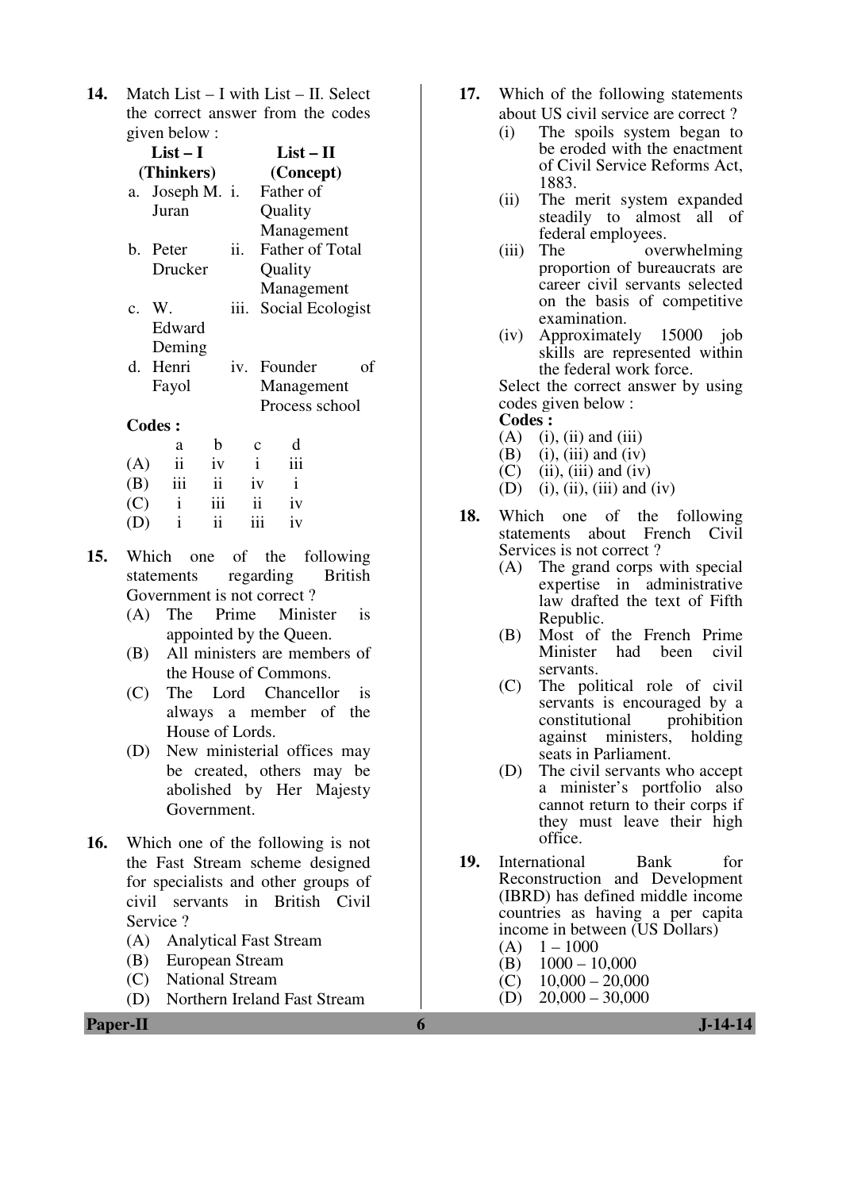**14.** Match List – I with List – II. Select the correct answer from the codes given below :

| List – I (Thinkers) | List – II (Concept) |
|---|---|
| a. Joseph M. Juran | i. Father of Quality Management |
| b. Peter Drucker | ii. Father of Total Quality Management |
| c. W. Edward Deming | iii. Social Ecologist |
| d. Henri Fayol | iv. Founder of Management Process school |

**Codes :**

| | a | b | c | d |
|---|---|---|---|---|
| (A) | ii | iv | i | iii |
| (B) | iii | ii | iv | i |
| (C) | i | iii | ii | iv |
| (D) | i | ii | iii | iv |

**15.** Which one of the following statements regarding British Government is not correct ?

(A) The Prime Minister is appointed by the Queen.

(B) All ministers are members of the House of Commons.

(C) The Lord Chancellor is always a member of the House of Lords.

(D) New ministerial offices may be created, others may be abolished by Her Majesty Government.

**16.** Which one of the following is not the Fast Stream scheme designed for specialists and other groups of civil servants in British Civil Service ?

(A) Analytical Fast Stream

(B) European Stream

(C) National Stream

(D) Northern Ireland Fast Stream

**17.** Which of the following statements about US civil service are correct ?

(i) The spoils system began to be eroded with the enactment of Civil Service Reforms Act, 1883.

(ii) The merit system expanded steadily to almost all of federal employees.

(iii) The overwhelming proportion of bureaucrats are career civil servants selected on the basis of competitive examination.

(iv) Approximately 15000 job skills are represented within the federal work force.

Select the correct answer by using codes given below :

**Codes :**

(A) (i), (ii) and (iii)

(B) (i), (iii) and (iv)

(C) (ii), (iii) and (iv)

(D) (i), (ii), (iii) and (iv)

**18.** Which one of the following statements about French Civil Services is not correct ?

(A) The grand corps with special expertise in administrative law drafted the text of Fifth Republic.

(B) Most of the French Prime Minister had been civil servants.

(C) The political role of civil servants is encouraged by a constitutional prohibition against ministers, holding seats in Parliament.

(D) The civil servants who accept a minister's portfolio also cannot return to their corps if they must leave their high office.

**19.** International Bank for Reconstruction and Development (IBRD) has defined middle income countries as having a per capita income in between (US Dollars)

(A) 1 – 1000

(B) 1000 – 10,000

(C) 10,000 – 20,000

(D) 20,000 – 30,000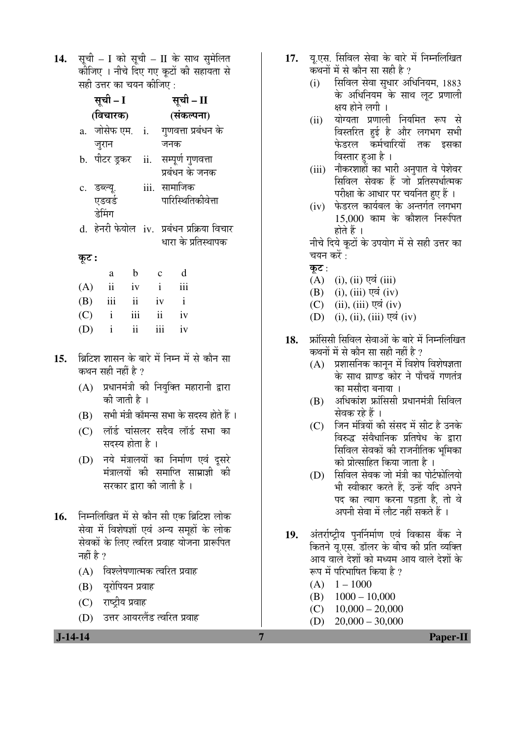**14.** सूची – I को सूची – II के साथ सुमेलित कीजिए । नीचे दिए गए कूटों की सहायता से सही उत्तर का चयन कीजिए :

| सूची – I (विचारक) | | सूची – II (संकल्पना) |
|---|---|---|
| a. | जोसेफ एम. जुरान | i. गुणवत्ता प्रबंधन के जनक |
| b. | पीटर ड्रकर | ii. सम्पूर्ण गुणवत्ता प्रबंधन के जनक |
| c. | डब्ल्यू. एडवर्ड डेमिंग | iii. सामाजिक पारिस्थितिकीवेत्ता |
| d. | हेनरी फेयोल | iv. प्रबंधन प्रक्रिया विचार धारा के प्रतिस्थापक |

**कूट :**

| | a | b | c | d |
|---|---|---|---|---|
| (A) | ii | iv | i | iii |
| (B) | iii | ii | iv | i |
| (C) | i | iii | ii | iv |
| (D) | i | ii | iii | iv |

**15.** ब्रिटिश शासन के बारे में निम्न में से कौन सा कथन सही नहीं है ?

(A) प्रधानमंत्री की नियुक्ति महारानी द्वारा की जाती है ।

(B) सभी मंत्री कॉमन्स सभा के सदस्य होते हैं ।

(C) लॉर्ड चांसलर सदैव लॉर्ड सभा का सदस्य होता है ।

(D) नये मंत्रालयों का निर्माण एवं दूसरे मंत्रालयों की समाप्ति साम्राज्ञी की सरकार द्वारा की जाती है ।

**16.** निम्नलिखित में से कौन सी एक ब्रिटिश लोक सेवा में विशेषज्ञों एवं अन्य समूहों के लोक सेवकों के लिए त्वरित प्रवाह योजना प्रारूपित नहीं है ?

(A) विश्लेषणात्मक त्वरित प्रवाह

(B) यूरोपियन प्रवाह

(C) राष्ट्रीय प्रवाह

(D) उत्तर आयरलैंड त्वरित प्रवाह

**17.** यू.एस. सिविल सेवा के बारे में निम्नलिखित कथनों में से कौन सा सही है ?

(i) सिविल सेवा सुधार अधिनियम, 1883 के अधिनियम के साथ लूट प्रणाली क्षय होने लगी ।

(ii) योग्यता प्रणाली नियमित रूप से विस्तरित हुई है और लगभग सभी फेडरल कर्मचारियों तक इसका विस्तार हुआ है ।

(iii) नौकरशाहों का भारी अनुपात वे पेशेवर सिविल सेवक हैं जो प्रतिस्पर्धात्मक परीक्षा के आधार पर चयनित हुए हैं ।

(iv) फेडरल कार्यबल के अन्तर्गत लगभग 15,000 काम के कौशल निरूपित होते हैं ।

नीचे दिये कूटों के उपयोग में से सही उत्तर का चयन करें :

**कूट :**

(A) (i), (ii) एवं (iii)

(B) (i), (iii) एवं (iv)

(C) (ii), (iii) एवं (iv)

(D) (i), (ii), (iii) एवं (iv)

**18.** फ्रांसिसी सिविल सेवाओं के बारे में निम्नलिखित कथनों में से कौन सा सही नहीं है ?

(A) प्रशासनिक कानून में विशेष विशेषज्ञता के साथ ग्राण्ड कोर ने पाँचवें गणतंत्र का मसौदा बनाया ।

(B) अधिकांश फ्रांसिसी प्रधानमंत्री सिविल सेवक रहे हैं ।

(C) जिन मंत्रियों की संसद में सीट है उनके विरुद्ध संवैधानिक प्रतिषेध के द्वारा सिविल सेवकों की राजनीतिक भूमिका को प्रोत्साहित किया जाता है ।

(D) सिविल सेवक जो मंत्री का पोर्टफोलियो भी स्वीकार करते हैं, उन्हें यदि अपने पद का त्याग करना पड़ता है, तो वे अपनी सेवा में लौट नहीं सकते हैं ।

**19.** अंतर्राष्ट्रीय पुनर्निर्माण एवं विकास बैंक ने कितने यू.एस. डॉलर के बीच की प्रति व्यक्ति आय वाले देशों को मध्यम आय वाले देशों के रूप में परिभाषित किया है ?

(A) 1 – 1000

(B) 1000 – 10,000

(C) 10,000 – 20,000

(D) 20,000 – 30,000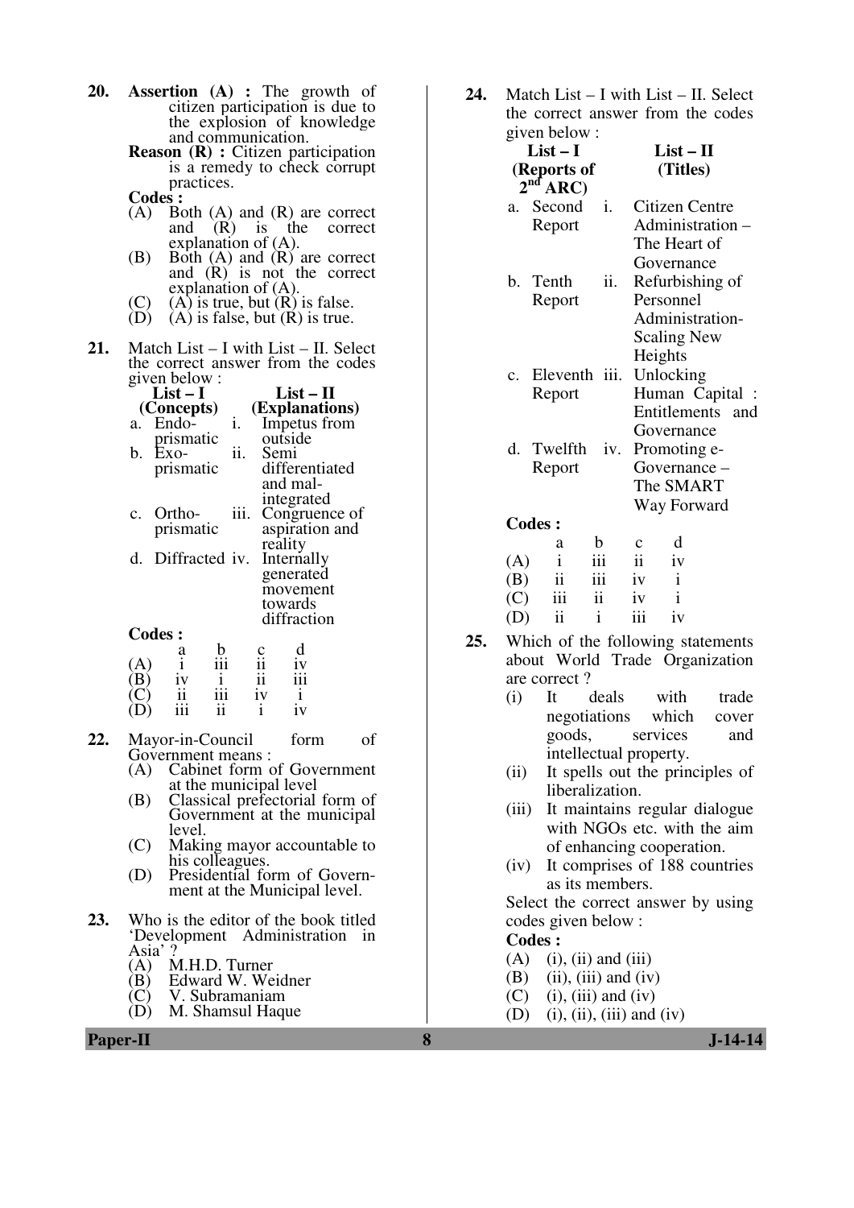**20.** **Assertion (A) :** The growth of citizen participation is due to the explosion of knowledge and communication.

**Reason (R) :** Citizen participation is a remedy to check corrupt practices.

**Codes :**

(A) Both (A) and (R) are correct and (R) is the correct explanation of (A).

(B) Both (A) and (R) are correct and (R) is not the correct explanation of (A).

(C) (A) is true, but (R) is false.

(D) (A) is false, but (R) is true.

**21.** Match List – I with List – II. Select the correct answer from the codes given below :

| List – I (Concepts) | List – II (Explanations) |
|---|---|
| a. Endo-prismatic | i. Impetus from outside |
| b. Exo-prismatic | ii. Semi differentiated and mal-integrated |
| c. Ortho-prismatic | iii. Congruence of aspiration and reality |
| d. Diffracted | iv. Internally generated movement towards diffraction |

**Codes :**

| | a | b | c | d |
|---|---|---|---|---|
| (A) | i | iii | ii | iv |
| (B) | iv | i | ii | iii |
| (C) | ii | iii | iv | i |
| (D) | iii | ii | i | iv |

**22.** Mayor-in-Council form of Government means :

(A) Cabinet form of Government at the municipal level

(B) Classical prefectorial form of Government at the municipal level.

(C) Making mayor accountable to his colleagues.

(D) Presidential form of Government at the Municipal level.

**23.** Who is the editor of the book titled 'Development Administration in Asia' ?

(A) M.H.D. Turner

(B) Edward W. Weidner

(C) V. Subramaniam

(D) M. Shamsul Haque

**24.** Match List – I with List – II. Select the correct answer from the codes given below :

| List – I (Reports of 2nd ARC) | List – II (Titles) |
|---|---|
| a. Second Report | i. Citizen Centre Administration – The Heart of Governance |
| b. Tenth Report | ii. Refurbishing of Personnel Administration-Scaling New Heights |
| c. Eleventh Report | iii. Unlocking Human Capital : Entitlements and Governance |
| d. Twelfth Report | iv. Promoting e-Governance – The SMART Way Forward |

**Codes :**

| | a | b | c | d |
|---|---|---|---|---|
| (A) | i | iii | ii | iv |
| (B) | ii | iii | iv | i |
| (C) | iii | ii | iv | i |
| (D) | ii | i | iii | iv |

**25.** Which of the following statements about World Trade Organization are correct ?

(i) It deals with trade negotiations which cover goods, services and intellectual property.

(ii) It spells out the principles of liberalization.

(iii) It maintains regular dialogue with NGOs etc. with the aim of enhancing cooperation.

(iv) It comprises of 188 countries as its members.

Select the correct answer by using codes given below :

**Codes :**

(A) (i), (ii) and (iii)

(B) (ii), (iii) and (iv)

(C) (i), (iii) and (iv)

(D) (i), (ii), (iii) and (iv)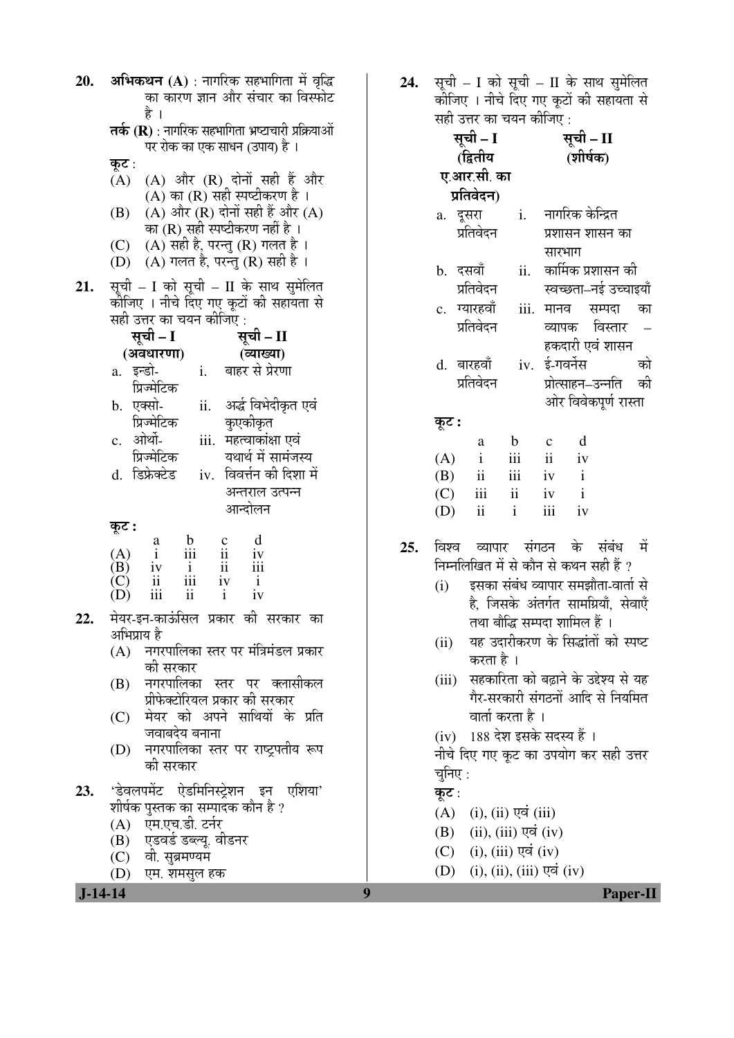**20.** **अभिकथन (A)** : नागरिक सहभागिता में वृद्धि का कारण ज्ञान और संचार का विस्फोट है ।

**तर्क (R)** : नागरिक सहभागिता भ्रष्टाचारी प्रक्रियाओं पर रोक का एक साधन (उपाय) है ।

**कूट** :

(A) (A) और (R) दोनों सही हैं और (A) का (R) सही स्पष्टीकरण है ।

(B) (A) और (R) दोनों सही हैं और (A) का (R) सही स्पष्टीकरण नहीं है ।

(C) (A) सही है, परन्तु (R) गलत है ।

(D) (A) गलत है, परन्तु (R) सही है ।

**21.** सूची – I को सूची – II के साथ सुमेलित कीजिए । नीचे दिए गए कूटों की सहायता से सही उत्तर का चयन कीजिए :

| सूची – I (अवधारणा) | सूची – II (व्याख्या) |
|---|---|
| a. इन्डो-प्रिज्मेटिक | i. बाहर से प्रेरणा |
| b. एक्सो-प्रिज्मेटिक | ii. अर्द्ध विभेदीकृत एवं कुएकीकृत |
| c. ओर्थो-प्रिज्मेटिक | iii. महत्वाकांक्षा एवं यथार्थ में सामंजस्य |
| d. डिफ्रेक्टेड | iv. विवर्तन की दिशा में अन्तराल उत्पन्न आन्दोलन |

**कूट :**

| | a | b | c | d |
|---|---|---|---|---|
| (A) | i | iii | ii | iv |
| (B) | iv | i | ii | iii |
| (C) | ii | iii | iv | i |
| (D) | iii | ii | i | iv |

**22.** मेयर-इन-काउंसिल प्रकार की सरकार का अभिप्राय है

(A) नगरपालिका स्तर पर मंत्रिमंडल प्रकार की सरकार

(B) नगरपालिका स्तर पर क्लासीकल प्रीफेक्टोरियल प्रकार की सरकार

(C) मेयर को अपने साथियों के प्रति जवाबदेय बनाना

(D) नगरपालिका स्तर पर राष्ट्रपतीय रूप की सरकार

**23.** 'डेवलपमेंट ऐडमिनिस्ट्रेशन इन एशिया' शीर्षक पुस्तक का सम्पादक कौन है ?

(A) एम.एच.डी. टर्नर

(B) एडवर्ड डब्ल्यू. वीडनर

(C) वी. सुब्रमण्यम

(D) एम. शमसुल हक

**24.** सूची – I को सूची – II के साथ सुमेलित कीजिए । नीचे दिए गए कूटों की सहायता से सही उत्तर का चयन कीजिए :

| सूची – I (द्वितीय ए.आर.सी. का प्रतिवेदन) | सूची – II (शीर्षक) |
|---|---|
| a. दूसरा प्रतिवेदन | i. नागरिक केन्द्रित प्रशासन शासन का सारभाग |
| b. दसवाँ प्रतिवेदन | ii. कार्मिक प्रशासन की स्वच्छता–नई उच्चाइयाँ |
| c. ग्यारहवाँ प्रतिवेदन | iii. मानव सम्पदा का व्यापक विस्तार – हकदारी एवं शासन |
| d. बारहवाँ प्रतिवेदन | iv. ई-गवर्नेंस को प्रोत्साहन–उन्नति की ओर विवेकपूर्ण रास्ता |

**कूट :**

| | a | b | c | d |
|---|---|---|---|---|
| (A) | i | iii | ii | iv |
| (B) | ii | iii | iv | i |
| (C) | iii | ii | iv | i |
| (D) | ii | i | iii | iv |

**25.** विश्व व्यापार संगठन के संबंध में निम्नलिखित में से कौन से कथन सही हैं ?

(i) इसका संबंध व्यापार समझौता-वार्ता से है, जिसके अंतर्गत सामग्रियाँ, सेवाएँ तथा बौद्धिक सम्पदा शामिल हैं ।

(ii) यह उदारीकरण के सिद्धांतों को स्पष्ट करता है ।

(iii) सहकारिता को बढ़ाने के उद्देश्य से यह गैर-सरकारी संगठनों आदि से नियमित वार्ता करता है ।

(iv) 188 देश इसके सदस्य हैं ।

नीचे दिए गए कूट का उपयोग कर सही उत्तर चुनिए :

**कूट** :

(A) (i), (ii) एवं (iii)

(B) (ii), (iii) एवं (iv)

(C) (i), (iii) एवं (iv)

(D) (i), (ii), (iii) एवं (iv)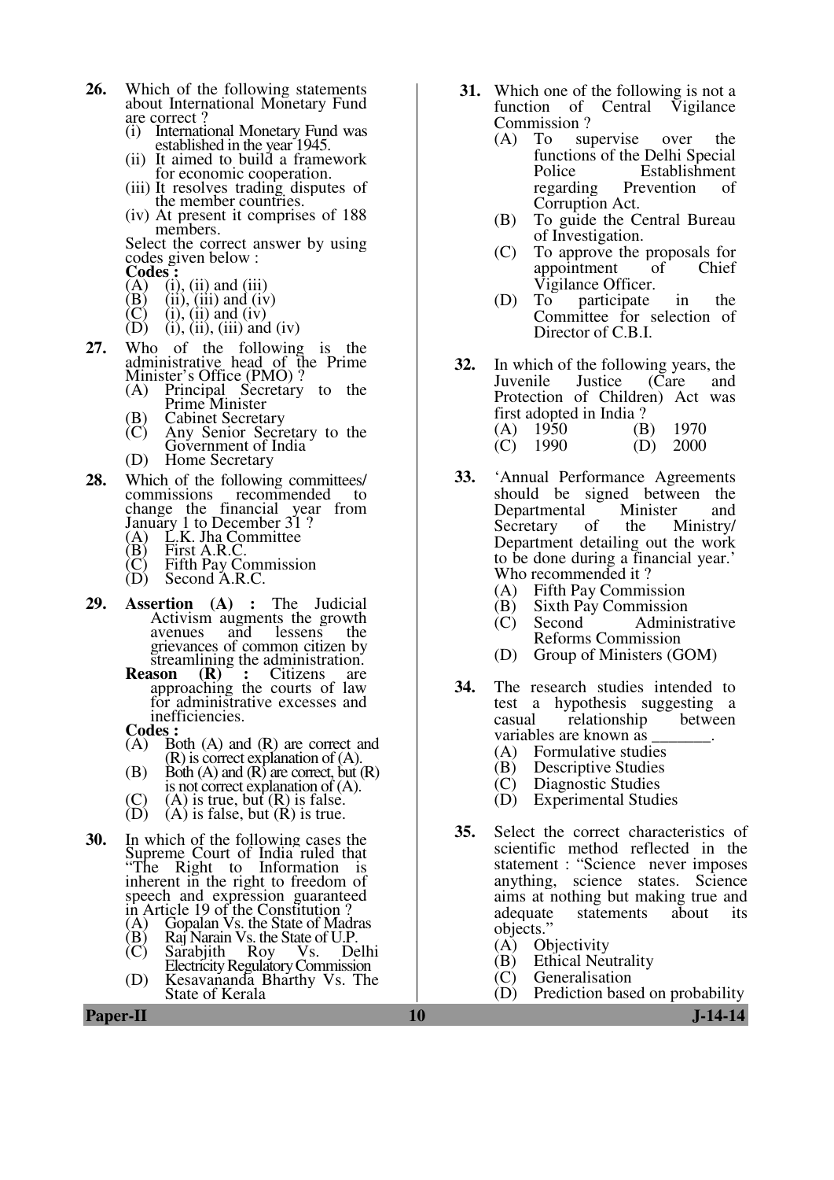**26.** Which of the following statements about International Monetary Fund are correct ?

(i) International Monetary Fund was established in the year 1945.

(ii) It aimed to build a framework for economic cooperation.

(iii) It resolves trading disputes of the member countries.

(iv) At present it comprises of 188 members.

Select the correct answer by using codes given below :

**Codes :**

(A) (i), (ii) and (iii)

(B) (ii), (iii) and (iv)

(C) (i), (ii) and (iv)

(D) (i), (ii), (iii) and (iv)

**27.** Who of the following is the administrative head of the Prime Minister's Office (PMO) ?

(A) Principal Secretary to the Prime Minister

(B) Cabinet Secretary

(C) Any Senior Secretary to the Government of India

(D) Home Secretary

**28.** Which of the following committees/ commissions recommended to change the financial year from January 1 to December 31 ?

(A) L.K. Jha Committee

(B) First A.R.C.

(C) Fifth Pay Commission

(D) Second A.R.C.

**29.** **Assertion (A) :** The Judicial Activism augments the growth avenues and lessens the grievances of common citizen by streamlining the administration.

**Reason (R) :** Citizens are approaching the courts of law for administrative excesses and inefficiencies.

**Codes :**

(A) Both (A) and (R) are correct and (R) is correct explanation of (A).

(B) Both (A) and (R) are correct, but (R) is not correct explanation of (A).

(C) (A) is true, but (R) is false.

(D) (A) is false, but (R) is true.

**30.** In which of the following cases the Supreme Court of India ruled that "The Right to Information is inherent in the right to freedom of speech and expression guaranteed in Article 19 of the Constitution ?

(A) Gopalan Vs. the State of Madras

(B) Raj Narain Vs. the State of U.P.

(C) Sarabjith Roy Vs. Delhi Electricity Regulatory Commission

(D) Kesavananda Bharthy Vs. The State of Kerala

**31.** Which one of the following is not a function of Central Vigilance Commission ?

(A) To supervise over the functions of the Delhi Special Police Establishment regarding Prevention of Corruption Act.

(B) To guide the Central Bureau of Investigation.

(C) To approve the proposals for appointment of Chief Vigilance Officer.

(D) To participate in the Committee for selection of Director of C.B.I.

**32.** In which of the following years, the Juvenile Justice (Care and Protection of Children) Act was first adopted in India ?

(A) 1950 (B) 1970

(C) 1990 (D) 2000

**33.** 'Annual Performance Agreements should be signed between the Departmental Minister and Secretary of the Ministry/ Department detailing out the work to be done during a financial year.' Who recommended it ?

(A) Fifth Pay Commission

(B) Sixth Pay Commission

(C) Second Administrative Reforms Commission

(D) Group of Ministers (GOM)

**34.** The research studies intended to test a hypothesis suggesting a casual relationship between variables are known as _______.

(A) Formulative studies

(B) Descriptive Studies

(C) Diagnostic Studies

(D) Experimental Studies

**35.** Select the correct characteristics of scientific method reflected in the statement : "Science never imposes anything, science states. Science aims at nothing but making true and adequate statements about its objects."

(A) Objectivity

(B) Ethical Neutrality

(C) Generalisation

(D) Prediction based on probability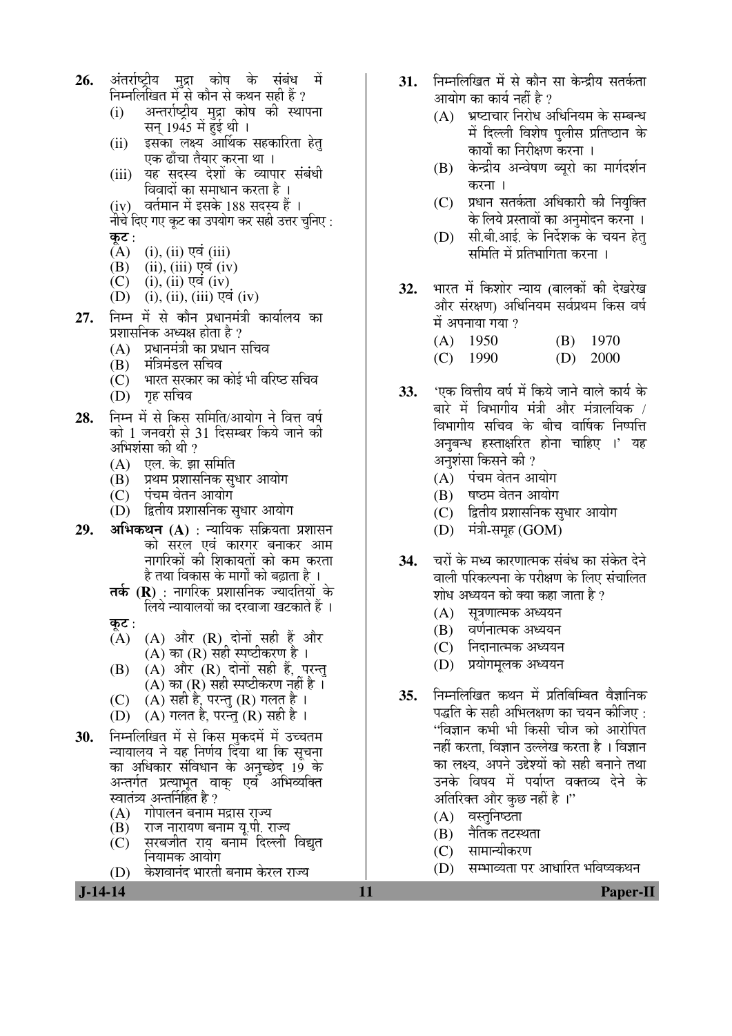**26.** अंतर्राष्ट्रीय मुद्रा कोष के संबंध में निम्नलिखित में से कौन से कथन सही हैं ?

(i) अन्तर्राष्ट्रीय मुद्रा कोष की स्थापना सन् 1945 में हुई थी ।

(ii) इसका लक्ष्य आर्थिक सहकारिता हेतु एक ढाँचा तैयार करना था ।

(iii) यह सदस्य देशों के व्यापार संबंधी विवादों का समाधान करता है ।

(iv) वर्तमान में इसके 188 सदस्य हैं ।

नीचे दिए गए कूट का उपयोग कर सही उत्तर चुनिए :

**कूट :**

(A) (i), (ii) एवं (iii)

(B) (ii), (iii) एवं (iv)

(C) (i), (ii) एवं (iv)

(D) (i), (ii), (iii) एवं (iv)

**27.** निम्न में से कौन प्रधानमंत्री कार्यालय का प्रशासनिक अध्यक्ष होता है ?

(A) प्रधानमंत्री का प्रधान सचिव

(B) मंत्रिमंडल सचिव

(C) भारत सरकार का कोई भी वरिष्ठ सचिव

(D) गृह सचिव

**28.** निम्न में से किस समिति/आयोग ने वित्त वर्ष को 1 जनवरी से 31 दिसम्बर किये जाने की अभिशंसा की थी ?

(A) एल. के. झा समिति

(B) प्रथम प्रशासनिक सुधार आयोग

(C) पंचम वेतन आयोग

(D) द्वितीय प्रशासनिक सुधार आयोग

**29.** **अभिकथन (A)** : न्यायिक सक्रियता प्रशासन को सरल एवं कारगर बनाकर आम नागरिकों की शिकायतों को कम करता है तथा विकास के मार्गों को बढ़ाता है ।

**तर्क (R)** : नागरिक प्रशासनिक ज्यादतियों के लिये न्यायालयों का दरवाजा खटकाते हैं ।

**कूट :**

(A) (A) और (R) दोनों सही हैं और (A) का (R) सही स्पष्टीकरण है ।

(B) (A) और (R) दोनों सही हैं, परन्तु (A) का (R) सही स्पष्टीकरण नहीं है ।

(C) (A) सही है, परन्तु (R) गलत है ।

(D) (A) गलत है, परन्तु (R) सही है ।

**30.** निम्नलिखित में से किस मुकदमें में उच्चतम न्यायालय ने यह निर्णय दिया था कि सूचना का अधिकार संविधान के अनुच्छेद 19 के अन्तर्गत प्रत्याभूत वाक् एवं अभिव्यक्ति स्वातंत्र्य अन्तर्निहित है ?

(A) गोपालन बनाम मद्रास राज्य

(B) राज नारायण बनाम यू.पी. राज्य

(C) सरबजीत राय बनाम दिल्ली विद्युत नियामक आयोग

(D) केशवानंद भारती बनाम केरल राज्य

**31.** निम्नलिखित में से कौन सा केन्द्रीय सतर्कता आयोग का कार्य नहीं है ?

(A) भ्रष्टाचार निरोध अधिनियम के सम्बन्ध में दिल्ली विशेष पुलीस प्रतिष्ठान के कार्यों का निरीक्षण करना ।

(B) केन्द्रीय अन्वेषण ब्यूरो का मार्गदर्शन करना ।

(C) प्रधान सतर्कता अधिकारी की नियुक्ति के लिये प्रस्तावों का अनुमोदन करना ।

(D) सी.बी.आई. के निर्देशक के चयन हेतु समिति में प्रतिभागिता करना ।

**32.** भारत में किशोर न्याय (बालकों की देखरेख और संरक्षण) अधिनियम सर्वप्रथम किस वर्ष में अपनाया गया ?

(A) 1950 (B) 1970

(C) 1990 (D) 2000

**33.** 'एक वित्तीय वर्ष में किये जाने वाले कार्य के बारे में विभागीय मंत्री और मंत्रालयिक / विभागीय सचिव के बीच वार्षिक निष्पत्ति अनुबन्ध हस्ताक्षरित होना चाहिए ।' यह अनुशंसा किसने की ?

(A) पंचम वेतन आयोग

(B) षष्ठम वेतन आयोग

(C) द्वितीय प्रशासनिक सुधार आयोग

(D) मंत्री-समूह (GOM)

**34.** चरों के मध्य कारणात्मक संबंध का संकेत देने वाली परिकल्पना के परीक्षण के लिए संचालित शोध अध्ययन को क्या कहा जाता है ?

(A) सूत्रणात्मक अध्ययन

(B) वर्णनात्मक अध्ययन

(C) निदानात्मक अध्ययन

(D) प्रयोगमूलक अध्ययन

**35.** निम्नलिखित कथन में प्रतिबिम्बित वैज्ञानिक पद्धति के सही अभिलक्षण का चयन कीजिए :

"विज्ञान कभी भी किसी चीज को आरोपित नहीं करता, विज्ञान उल्लेख करता है । विज्ञान का लक्ष्य, अपने उद्देश्यों को सही बनाने तथा उनके विषय में पर्याप्त वक्तव्य देने के अतिरिक्त और कुछ नहीं है ।"

(A) वस्तुनिष्ठता

(B) नैतिक तटस्थता

(C) सामान्यीकरण

(D) सम्भाव्यता पर आधारित भविष्यकथन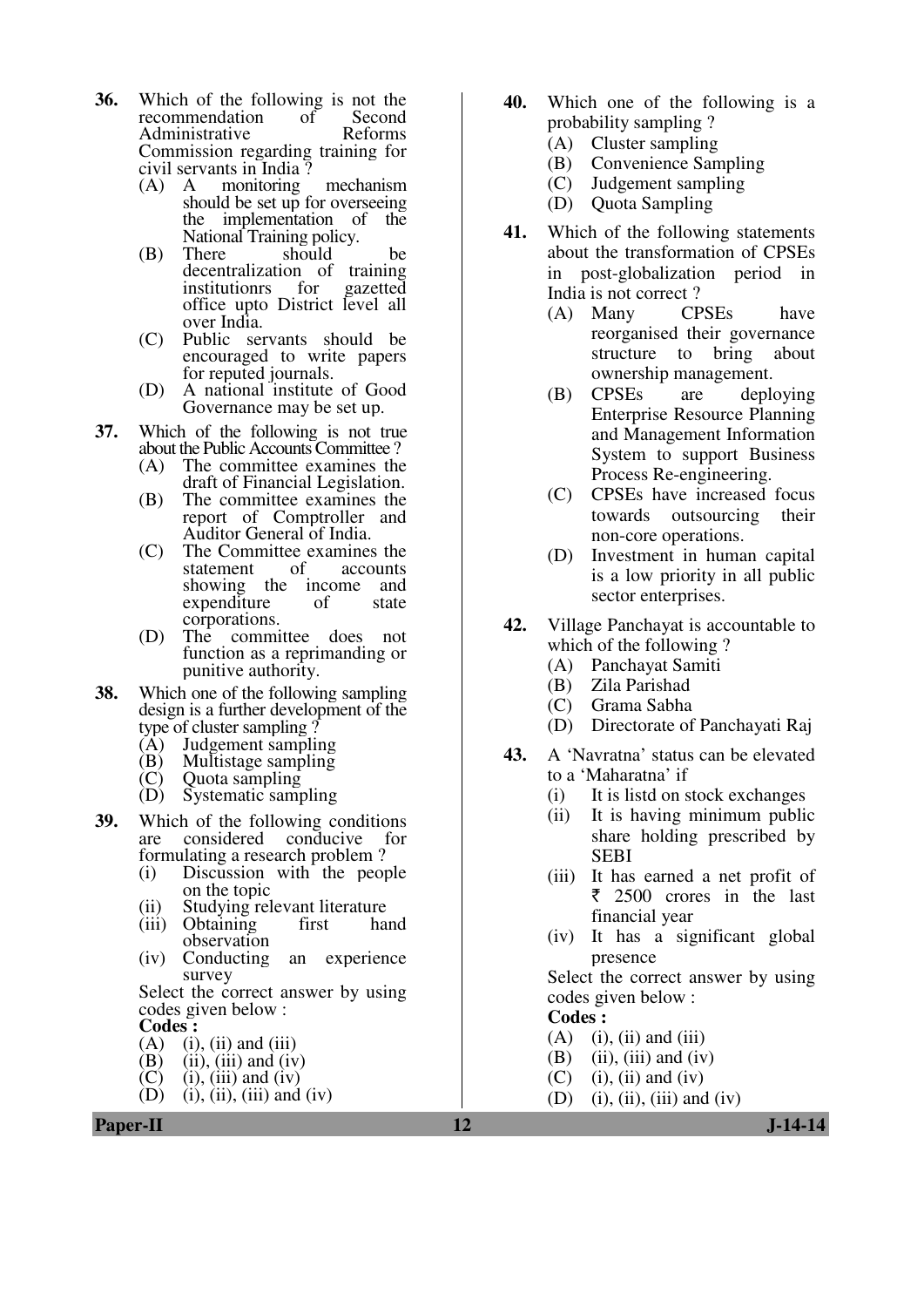**36.** Which of the following is not the recommendation of Second Administrative Reforms Commission regarding training for civil servants in India ?

(A) A monitoring mechanism should be set up for overseeing the implementation of the National Training policy.

(B) There should be decentralization of training institutionrs for gazetted office upto District level all over India.

(C) Public servants should be encouraged to write papers for reputed journals.

(D) A national institute of Good Governance may be set up.

**37.** Which of the following is not true about the Public Accounts Committee ?

(A) The committee examines the draft of Financial Legislation.

(B) The committee examines the report of Comptroller and Auditor General of India.

(C) The Committee examines the statement of accounts showing the income and expenditure of state corporations.

(D) The committee does not function as a reprimanding or punitive authority.

**38.** Which one of the following sampling design is a further development of the type of cluster sampling ?

(A) Judgement sampling

(B) Multistage sampling

(C) Quota sampling

(D) Systematic sampling

**39.** Which of the following conditions are considered conducive for formulating a research problem ?

(i) Discussion with the people on the topic

(ii) Studying relevant literature

(iii) Obtaining first hand observation

(iv) Conducting an experience survey

Select the correct answer by using codes given below :

**Codes :**

(A) (i), (ii) and (iii)

(B) (ii), (iii) and (iv)

(C) (i), (iii) and (iv)

(D) (i), (ii), (iii) and (iv)

**40.** Which one of the following is a probability sampling ?

(A) Cluster sampling

(B) Convenience Sampling

(C) Judgement sampling

(D) Quota Sampling

**41.** Which of the following statements about the transformation of CPSEs in post-globalization period in India is not correct ?

(A) Many CPSEs have reorganised their governance structure to bring about ownership management.

(B) CPSEs are deploying Enterprise Resource Planning and Management Information System to support Business Process Re-engineering.

(C) CPSEs have increased focus towards outsourcing their non-core operations.

(D) Investment in human capital is a low priority in all public sector enterprises.

**42.** Village Panchayat is accountable to which of the following ?

(A) Panchayat Samiti

(B) Zila Parishad

(C) Grama Sabha

(D) Directorate of Panchayati Raj

**43.** A 'Navratna' status can be elevated to a 'Maharatna' if

(i) It is listd on stock exchanges

(ii) It is having minimum public share holding prescribed by SEBI

(iii) It has earned a net profit of ₹ 2500 crores in the last financial year

(iv) It has a significant global presence

Select the correct answer by using codes given below :

**Codes :**

(A) (i), (ii) and (iii)

(B) (ii), (iii) and (iv)

(C) (i), (ii) and (iv)

(D) (i), (ii), (iii) and (iv)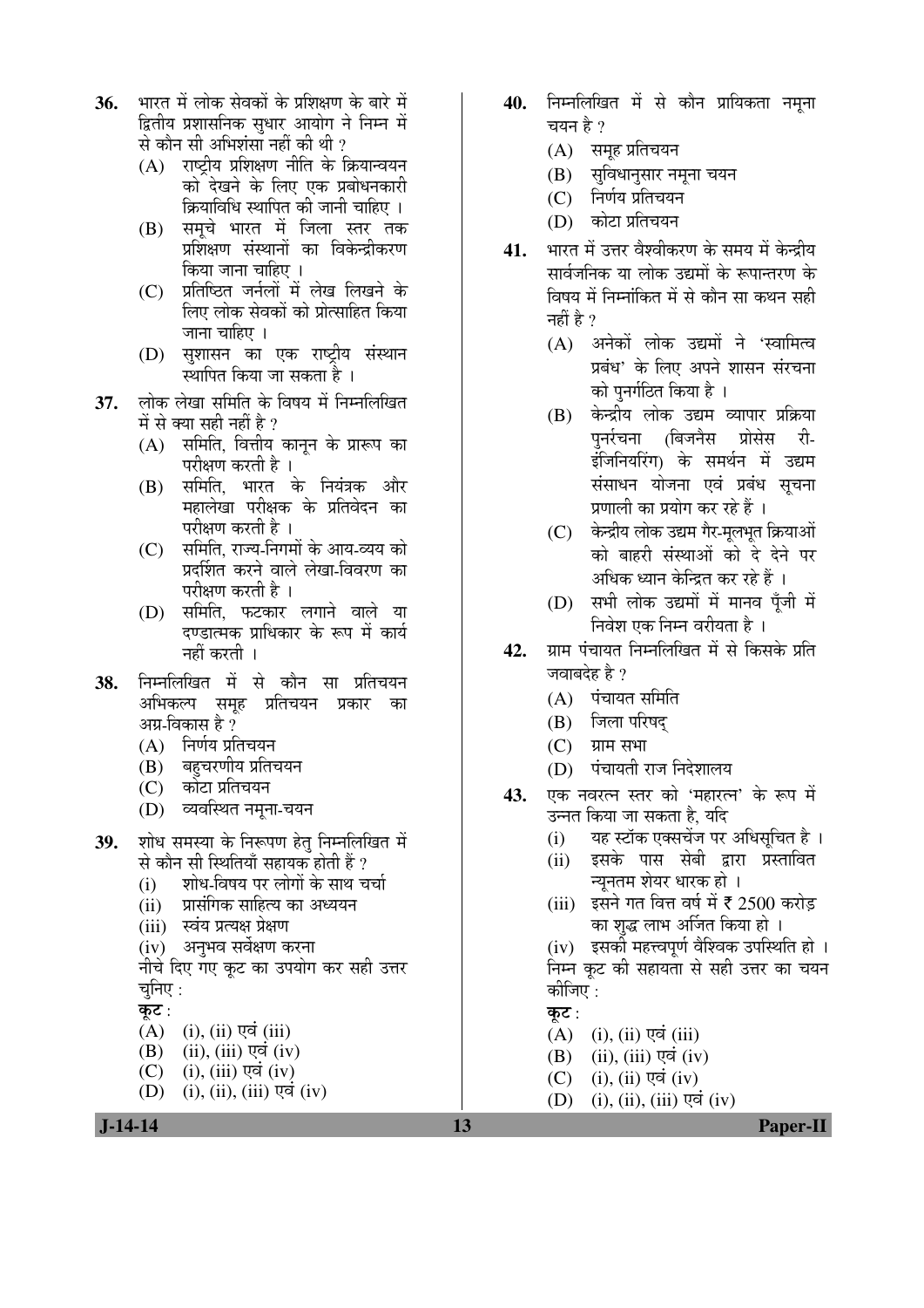**36.** भारत में लोक सेवकों के प्रशिक्षण के बारे में द्वितीय प्रशासनिक सुधार आयोग ने निम्न में से कौन सी अभिशंसा नहीं की थी ?

(A) राष्ट्रीय प्रशिक्षण नीति के क्रियान्वयन को देखने के लिए एक प्रबोधनकारी क्रियाविधि स्थापित की जानी चाहिए ।

(B) समूचे भारत में जिला स्तर तक प्रशिक्षण संस्थानों का विकेन्द्रीकरण किया जाना चाहिए ।

(C) प्रतिष्ठित जर्नलों में लेख लिखने के लिए लोक सेवकों को प्रोत्साहित किया जाना चाहिए ।

(D) सुशासन का एक राष्ट्रीय संस्थान स्थापित किया जा सकता है ।

**37.** लोक लेखा समिति के विषय में निम्नलिखित में से क्या सही नहीं है ?

(A) समिति, वित्तीय कानून के प्रारूप का परीक्षण करती है ।

(B) समिति, भारत के नियंत्रक और महालेखा परीक्षक के प्रतिवेदन का परीक्षण करती है ।

(C) समिति, राज्य-निगमों के आय-व्यय को प्रदर्शित करने वाले लेखा-विवरण का परीक्षण करती है ।

(D) समिति, फटकार लगाने वाले या दण्डात्मक प्राधिकार के रूप में कार्य नहीं करती ।

**38.** निम्नलिखित में से कौन सा प्रतिचयन अभिकल्प समूह प्रतिचयन प्रकार का अग्र-विकास है ?

(A) निर्णय प्रतिचयन

(B) बहुचरणीय प्रतिचयन

(C) कोटा प्रतिचयन

(D) व्यवस्थित नमूना-चयन

**39.** शोध समस्या के निरूपण हेतु निम्नलिखित में से कौन सी स्थितियाँ सहायक होती हैं ?

(i) शोध-विषय पर लोगों के साथ चर्चा

(ii) प्रासंगिक साहित्य का अध्ययन

(iii) स्वयं प्रत्यक्ष प्रेक्षण

(iv) अनुभव सर्वेक्षण करना

नीचे दिए गए कूट का उपयोग कर सही उत्तर चुनिए :

**कूट :**

(A) (i), (ii) एवं (iii)

(B) (ii), (iii) एवं (iv)

(C) (i), (iii) एवं (iv)

(D) (i), (ii), (iii) एवं (iv)

**40.** निम्नलिखित में से कौन प्रायिकता नमूना चयन है ?

(A) समूह प्रतिचयन

(B) सुविधानुसार नमूना चयन

(C) निर्णय प्रतिचयन

(D) कोटा प्रतिचयन

**41.** भारत में उत्तर वैश्वीकरण के समय में केन्द्रीय सार्वजनिक या लोक उद्यमों के रूपान्तरण के विषय में निम्नांकित में से कौन सा कथन सही नहीं है ?

(A) अनेकों लोक उद्यमों ने 'स्वामित्व प्रबंध' के लिए अपने शासन संरचना को पुनर्गठित किया है ।

(B) केन्द्रीय लोक उद्यम व्यापार प्रक्रिया पुनर्रचना (बिजनैस प्रोसेस री-इंजिनियरिंग) के समर्थन में उद्यम संसाधन योजना एवं प्रबंध सूचना प्रणाली का प्रयोग कर रहे हैं ।

(C) केन्द्रीय लोक उद्यम गैर-मूलभूत क्रियाओं को बाहरी संस्थाओं को दे देने पर अधिक ध्यान केन्द्रित कर रहे हैं ।

(D) सभी लोक उद्यमों में मानव पूँजी में निवेश एक निम्न वरीयता है ।

**42.** ग्राम पंचायत निम्नलिखित में से किसके प्रति जवाबदेह है ?

(A) पंचायत समिति

(B) जिला परिषद्

(C) ग्राम सभा

(D) पंचायती राज निदेशालय

**43.** एक नवरत्न स्तर को 'महारत्न' के रूप में उन्नत किया जा सकता है, यदि

(i) यह स्टॉक एक्सचेंज पर अधिसूचित है ।

(ii) इसके पास सेबी द्वारा प्रस्तावित न्यूनतम शेयर धारक हो ।

(iii) इसने गत वित्त वर्ष में ₹ 2500 करोड़ का शुद्ध लाभ अर्जित किया हो ।

(iv) इसकी महत्त्वपूर्ण वैश्विक उपस्थिति हो ।

निम्न कूट की सहायता से सही उत्तर का चयन कीजिए :

**कूट :**

(A) (i), (ii) एवं (iii)

(B) (ii), (iii) एवं (iv)

(C) (i), (ii) एवं (iv)

(D) (i), (ii), (iii) एवं (iv)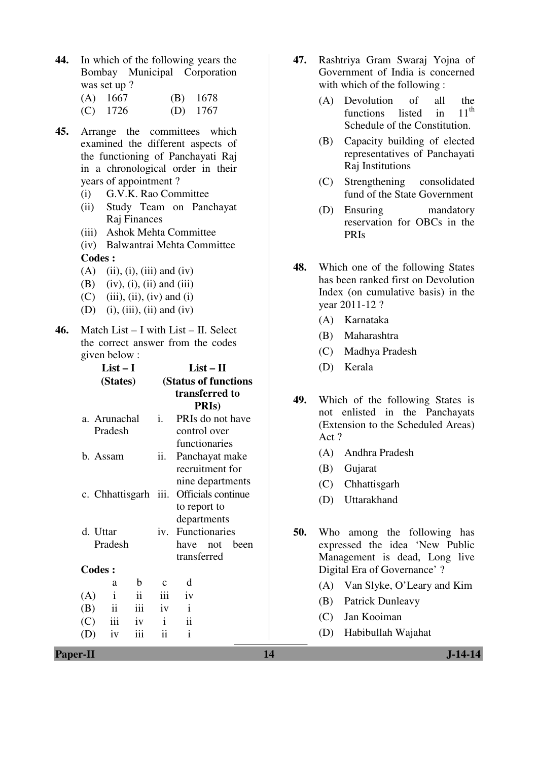44. In which of the following years the Bombay Municipal Corporation was set up ?

(A) 1667 (B) 1678

(C) 1726 (D) 1767

45. Arrange the committees which examined the different aspects of the functioning of Panchayati Raj in a chronological order in their years of appointment ?

(i) G.V.K. Rao Committee

(ii) Study Team on Panchayat Raj Finances

(iii) Ashok Mehta Committee

(iv) Balwantrai Mehta Committee

**Codes :**

(A) (ii), (i), (iii) and (iv)

(B) (iv), (i), (ii) and (iii)

(C) (iii), (ii), (iv) and (i)

(D) (i), (iii), (ii) and (iv)

46. Match List – I with List – II. Select the correct answer from the codes given below :

| List – I (States) | List – II (Status of functions transferred to PRIs) |
|---|---|
| a. Arunachal Pradesh | i. PRIs do not have control over functionaries |
| b. Assam | ii. Panchayat make recruitment for nine departments |
| c. Chhattisgarh | iii. Officials continue to report to departments |
| d. Uttar Pradesh | iv. Functionaries have not been transferred |

**Codes :**

| | a | b | c | d |
|---|---|---|---|---|
| (A) | i | ii | iii | iv |
| (B) | ii | iii | iv | i |
| (C) | iii | iv | i | ii |
| (D) | iv | iii | ii | i |

47. Rashtriya Gram Swaraj Yojna of Government of India is concerned with which of the following :

(A) Devolution of all the functions listed in 11th Schedule of the Constitution.

(B) Capacity building of elected representatives of Panchayati Raj Institutions

(C) Strengthening consolidated fund of the State Government

(D) Ensuring mandatory reservation for OBCs in the PRIs

48. Which one of the following States has been ranked first on Devolution Index (on cumulative basis) in the year 2011-12 ?

(A) Karnataka

(B) Maharashtra

(C) Madhya Pradesh

(D) Kerala

49. Which of the following States is not enlisted in the Panchayats (Extension to the Scheduled Areas) Act ?

(A) Andhra Pradesh

(B) Gujarat

(C) Chhattisgarh

(D) Uttarakhand

50. Who among the following has expressed the idea 'New Public Management is dead, Long live Digital Era of Governance' ?

(A) Van Slyke, O'Leary and Kim

(B) Patrick Dunleavy

(C) Jan Kooiman

(D) Habibullah Wajahat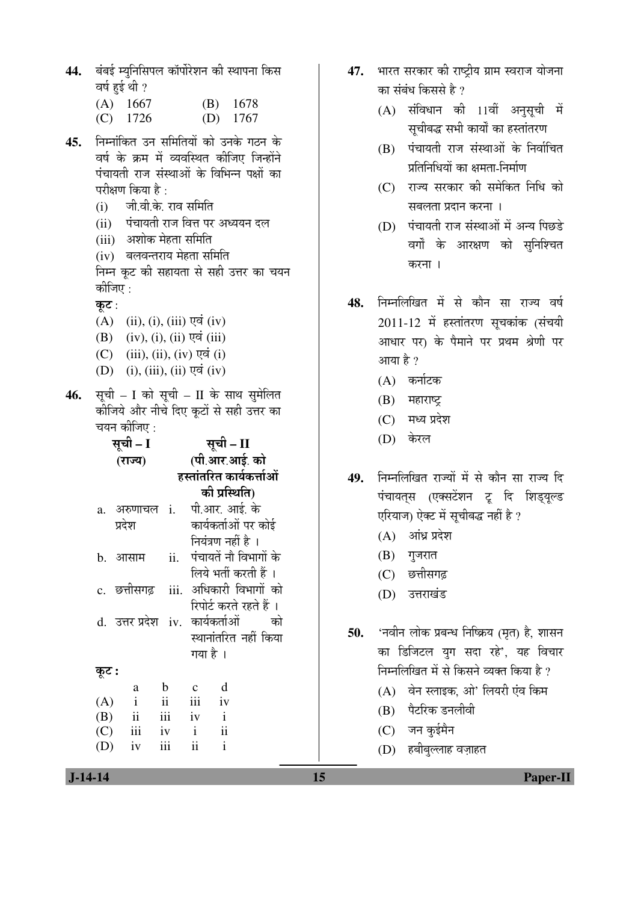**44.** बंबई म्युनिसिपल कॉर्पोरेशन की स्थापना किस वर्ष हुई थी ?

(A) 1667 (B) 1678

(C) 1726 (D) 1767

**45.** निम्नांकित उन समितियों को उनके गठन के वर्ष के क्रम में व्यवस्थित कीजिए जिन्होंने पंचायती राज संस्थाओं के विभिन्न पक्षों का परीक्षण किया है :

(i) जी.वी.के. राव समिति

(ii) पंचायती राज वित्त पर अध्ययन दल

(iii) अशोक मेहता समिति

(iv) बलवन्तराय मेहता समिति

निम्न कूट की सहायता से सही उत्तर का चयन कीजिए :

**कूट** :

(A) (ii), (i), (iii) एवं (iv)

(B) (iv), (i), (ii) एवं (iii)

(C) (iii), (ii), (iv) एवं (i)

(D) (i), (iii), (ii) एवं (iv)

**46.** सूची – I को सूची – II के साथ सुमेलित कीजिये और नीचे दिए कूटों से सही उत्तर का चयन कीजिए :

| सूची – I (राज्य) | सूची – II (पी.आर.आई. को हस्तांतरित कार्यकर्त्ताओं की प्रस्थिति) |
|---|---|
| a. अरुणाचल प्रदेश | i. पी.आर. आई. के कार्यकर्ताओं पर कोई नियंत्रण नहीं है । |
| b. आसाम | ii. पंचायतें नौ विभागों के लिये भर्ती करती हैं । |
| c. छत्तीसगढ़ | iii. अधिकारी विभागों को रिपोर्ट करते रहते हैं । |
| d. उत्तर प्रदेश | iv. कार्यकर्ताओं को स्थानांतरित नहीं किया गया है । |

**कूट :**

| | a | b | c | d |
|---|---|---|---|---|
| (A) | i | ii | iii | iv |
| (B) | ii | iii | iv | i |
| (C) | iii | iv | i | ii |
| (D) | iv | iii | ii | i |

**47.** भारत सरकार की राष्ट्रीय ग्राम स्वराज योजना का संबंध किससे है ?

(A) संविधान की 11वीं अनुसूची में सूचीबद्ध सभी कार्यों का हस्तांतरण

(B) पंचायती राज संस्थाओं के निर्वाचित प्रतिनिधियों का क्षमता-निर्माण

(C) राज्य सरकार की समेकित निधि को सबलता प्रदान करना ।

(D) पंचायती राज संस्थाओं में अन्य पिछडे वर्गों के आरक्षण को सुनिश्चित करना ।

**48.** निम्नलिखित में से कौन सा राज्य वर्ष 2011-12 में हस्तांतरण सूचकांक (संचयी आधार पर) के पैमाने पर प्रथम श्रेणी पर आया है ?

(A) कर्नाटक

(B) महाराष्ट्र

(C) मध्य प्रदेश

(D) केरल

**49.** निम्नलिखित राज्यों में से कौन सा राज्य दि पंचायत्स (एक्सटेंशन टू दि शिड्यूल्ड एरियाज) ऐक्ट में सूचीबद्ध नहीं है ?

(A) आंध्र प्रदेश

(B) गुजरात

(C) छत्तीसगढ़

(D) उत्तराखंड

**50.** 'नवीन लोक प्रबन्ध निष्क्रिय (मृत) है, शासन का डिजिटल युग सदा रहे', यह विचार निम्नलिखित में से किसने व्यक्त किया है ?

(A) वेन स्लाइक, ओ' लियरी एंव किम

(B) पैटरिक डनलीवी

(C) जन कुईमैन

(D) हबीबुल्लाह वज़ाहत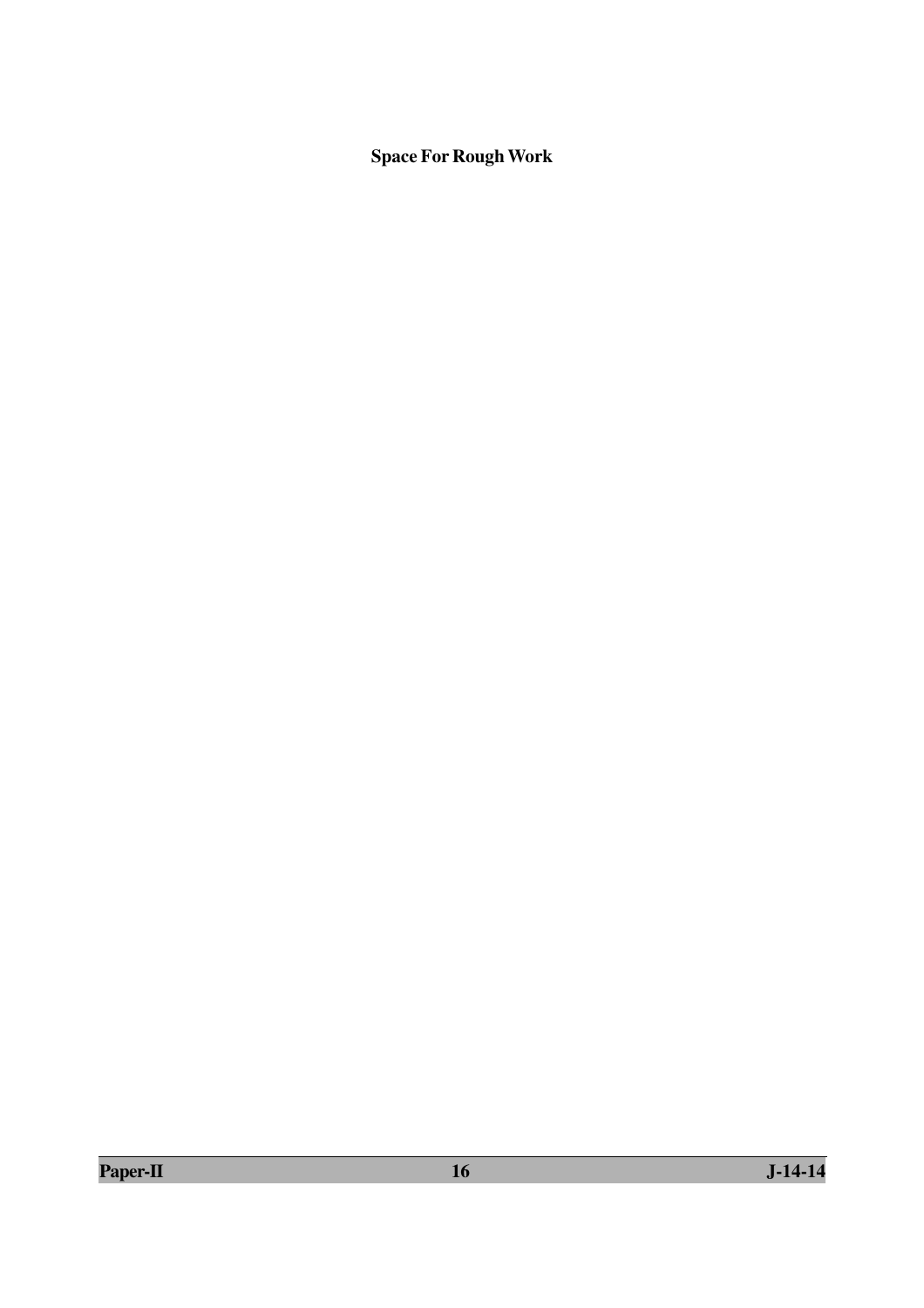**Space For Rough Work**